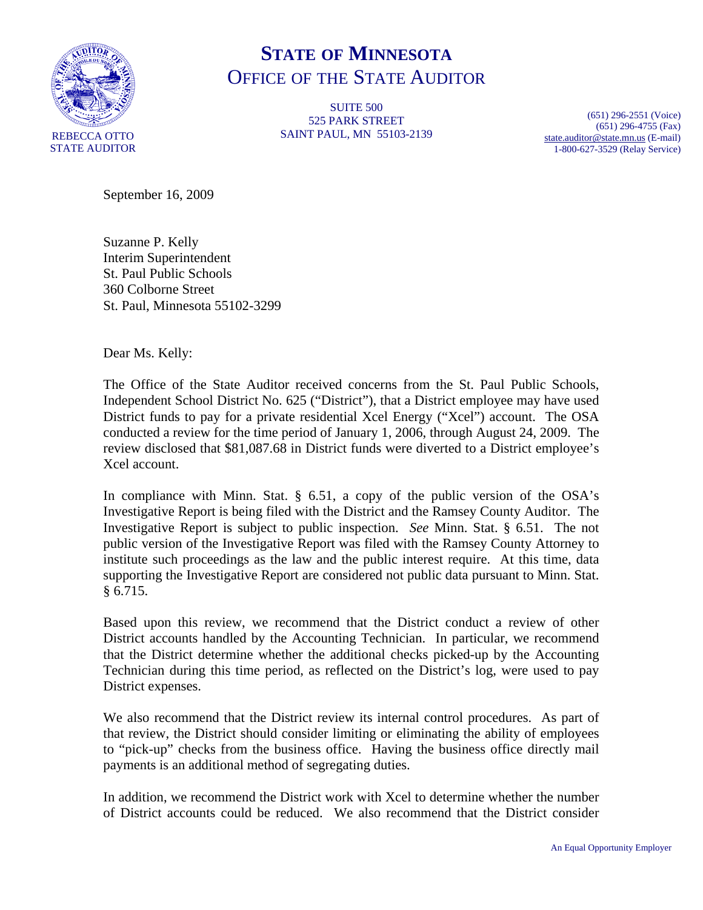# STATE OF MINNESOTA
## OFFICE OF THE STATE AUDITOR

REBECCA OTTO
STATE AUDITOR

SUITE 500
525 PARK STREET
SAINT PAUL, MN 55103-2139

(651) 296-2551 (Voice)
(651) 296-4755 (Fax)
state.auditor@state.mn.us (E-mail)
1-800-627-3529 (Relay Service)

September 16, 2009

Suzanne P. Kelly
Interim Superintendent
St. Paul Public Schools
360 Colborne Street
St. Paul, Minnesota 55102-3299

Dear Ms. Kelly:

The Office of the State Auditor received concerns from the St. Paul Public Schools, Independent School District No. 625 ("District"), that a District employee may have used District funds to pay for a private residential Xcel Energy ("Xcel") account. The OSA conducted a review for the time period of January 1, 2006, through August 24, 2009. The review disclosed that $81,087.68 in District funds were diverted to a District employee's Xcel account.

In compliance with Minn. Stat. § 6.51, a copy of the public version of the OSA's Investigative Report is being filed with the District and the Ramsey County Auditor. The Investigative Report is subject to public inspection. *See* Minn. Stat. § 6.51. The not public version of the Investigative Report was filed with the Ramsey County Attorney to institute such proceedings as the law and the public interest require. At this time, data supporting the Investigative Report are considered not public data pursuant to Minn. Stat. § 6.715.

Based upon this review, we recommend that the District conduct a review of other District accounts handled by the Accounting Technician. In particular, we recommend that the District determine whether the additional checks picked-up by the Accounting Technician during this time period, as reflected on the District's log, were used to pay District expenses.

We also recommend that the District review its internal control procedures. As part of that review, the District should consider limiting or eliminating the ability of employees to "pick-up" checks from the business office. Having the business office directly mail payments is an additional method of segregating duties.

In addition, we recommend the District work with Xcel to determine whether the number of District accounts could be reduced. We also recommend that the District consider

An Equal Opportunity Employer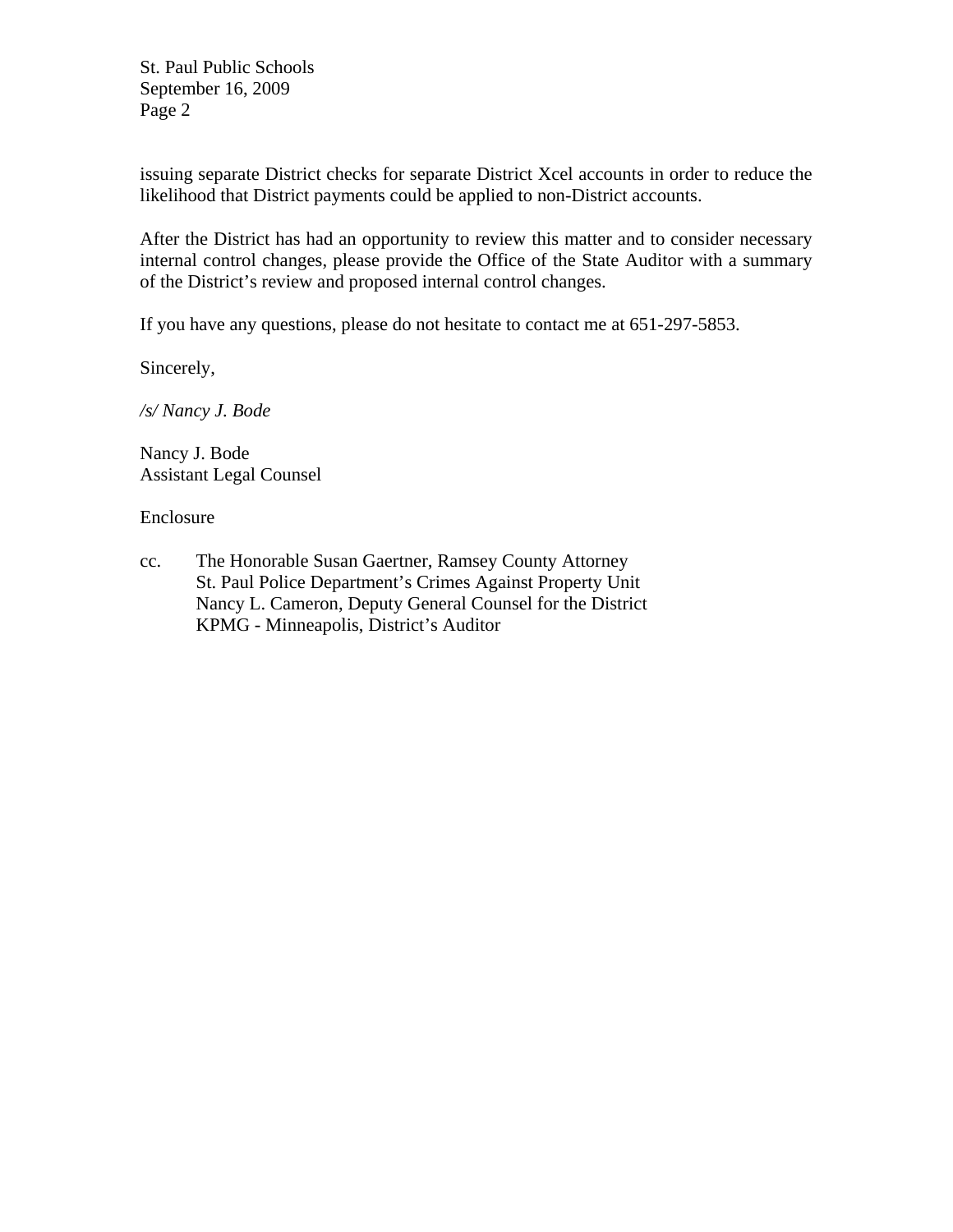issuing separate District checks for separate District Xcel accounts in order to reduce the likelihood that District payments could be applied to non-District accounts.

After the District has had an opportunity to review this matter and to consider necessary internal control changes, please provide the Office of the State Auditor with a summary of the District's review and proposed internal control changes.

If you have any questions, please do not hesitate to contact me at 651-297-5853.

Sincerely,

*/s/ Nancy J. Bode*

Nancy J. Bode
Assistant Legal Counsel

Enclosure

cc. The Honorable Susan Gaertner, Ramsey County Attorney
St. Paul Police Department's Crimes Against Property Unit
Nancy L. Cameron, Deputy General Counsel for the District
KPMG - Minneapolis, District's Auditor